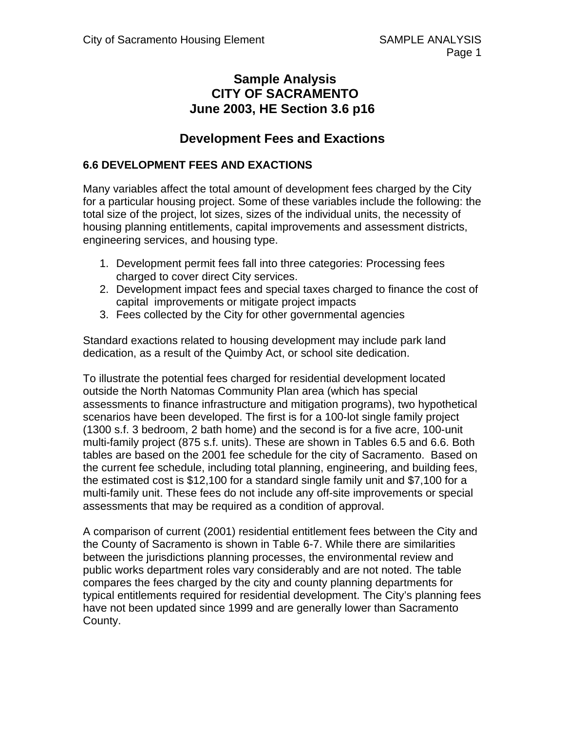# Sample Analysis
# CITY OF SACRAMENTO
# June 2003, HE Section 3.6 p16

## Development Fees and Exactions

### 6.6 DEVELOPMENT FEES AND EXACTIONS

Many variables affect the total amount of development fees charged by the City for a particular housing project. Some of these variables include the following: the total size of the project, lot sizes, sizes of the individual units, the necessity of housing planning entitlements, capital improvements and assessment districts, engineering services, and housing type.

1. Development permit fees fall into three categories: Processing fees charged to cover direct City services.
2. Development impact fees and special taxes charged to finance the cost of capital improvements or mitigate project impacts
3. Fees collected by the City for other governmental agencies

Standard exactions related to housing development may include park land dedication, as a result of the Quimby Act, or school site dedication.

To illustrate the potential fees charged for residential development located outside the North Natomas Community Plan area (which has special assessments to finance infrastructure and mitigation programs), two hypothetical scenarios have been developed. The first is for a 100-lot single family project (1300 s.f. 3 bedroom, 2 bath home) and the second is for a five acre, 100-unit multi-family project (875 s.f. units). These are shown in Tables 6.5 and 6.6. Both tables are based on the 2001 fee schedule for the city of Sacramento. Based on the current fee schedule, including total planning, engineering, and building fees, the estimated cost is $12,100 for a standard single family unit and $7,100 for a multi-family unit. These fees do not include any off-site improvements or special assessments that may be required as a condition of approval.

A comparison of current (2001) residential entitlement fees between the City and the County of Sacramento is shown in Table 6-7. While there are similarities between the jurisdictions planning processes, the environmental review and public works department roles vary considerably and are not noted. The table compares the fees charged by the city and county planning departments for typical entitlements required for residential development. The City's planning fees have not been updated since 1999 and are generally lower than Sacramento County.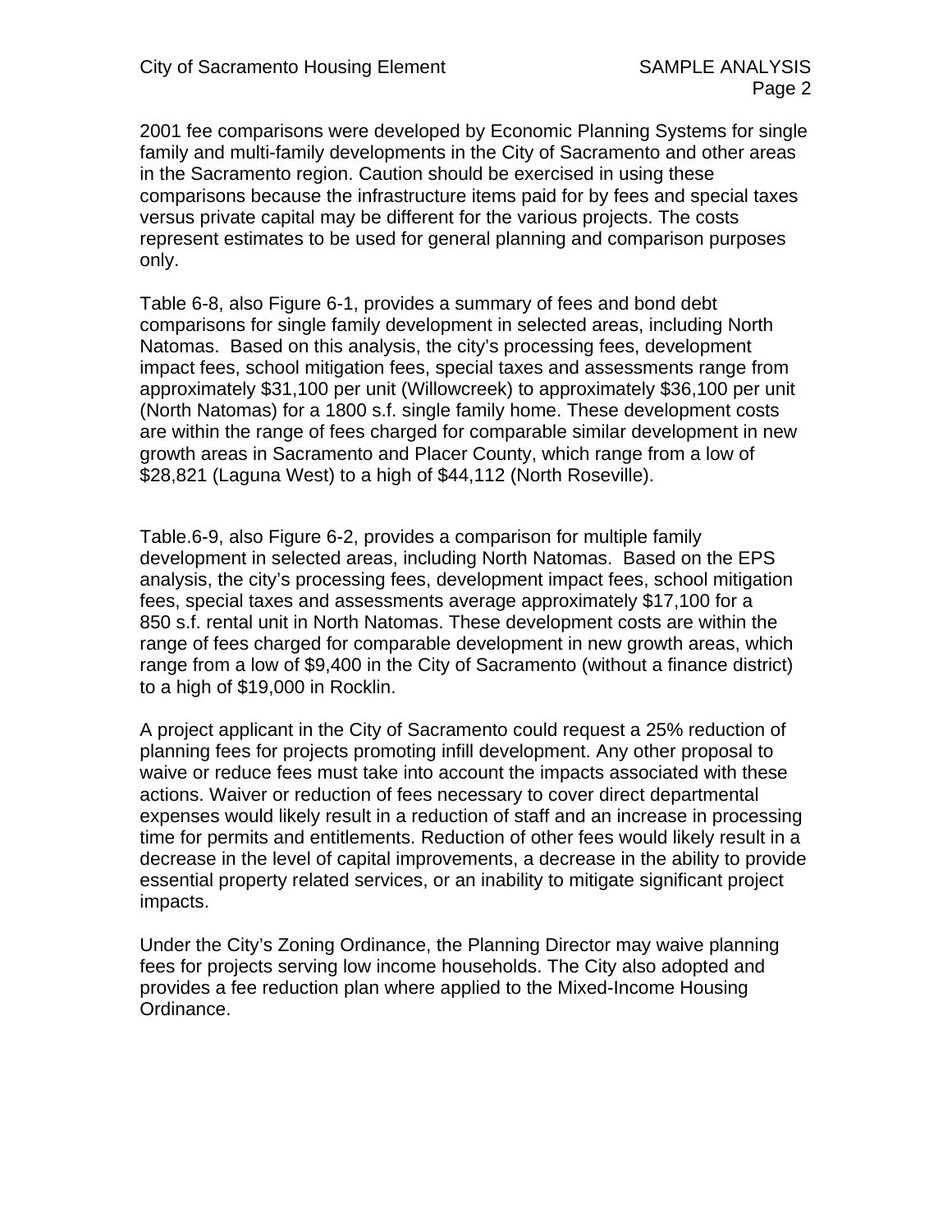2001 fee comparisons were developed by Economic Planning Systems for single family and multi-family developments in the City of Sacramento and other areas in the Sacramento region. Caution should be exercised in using these comparisons because the infrastructure items paid for by fees and special taxes versus private capital may be different for the various projects. The costs represent estimates to be used for general planning and comparison purposes only.

Table 6-8, also Figure 6-1, provides a summary of fees and bond debt comparisons for single family development in selected areas, including North Natomas. Based on this analysis, the city's processing fees, development impact fees, school mitigation fees, special taxes and assessments range from approximately $31,100 per unit (Willowcreek) to approximately $36,100 per unit (North Natomas) for a 1800 s.f. single family home. These development costs are within the range of fees charged for comparable similar development in new growth areas in Sacramento and Placer County, which range from a low of $28,821 (Laguna West) to a high of $44,112 (North Roseville).

Table.6-9, also Figure 6-2, provides a comparison for multiple family development in selected areas, including North Natomas. Based on the EPS analysis, the city's processing fees, development impact fees, school mitigation fees, special taxes and assessments average approximately $17,100 for a 850 s.f. rental unit in North Natomas. These development costs are within the range of fees charged for comparable development in new growth areas, which range from a low of $9,400 in the City of Sacramento (without a finance district) to a high of $19,000 in Rocklin.

A project applicant in the City of Sacramento could request a 25% reduction of planning fees for projects promoting infill development. Any other proposal to waive or reduce fees must take into account the impacts associated with these actions. Waiver or reduction of fees necessary to cover direct departmental expenses would likely result in a reduction of staff and an increase in processing time for permits and entitlements. Reduction of other fees would likely result in a decrease in the level of capital improvements, a decrease in the ability to provide essential property related services, or an inability to mitigate significant project impacts.

Under the City's Zoning Ordinance, the Planning Director may waive planning fees for projects serving low income households. The City also adopted and provides a fee reduction plan where applied to the Mixed-Income Housing Ordinance.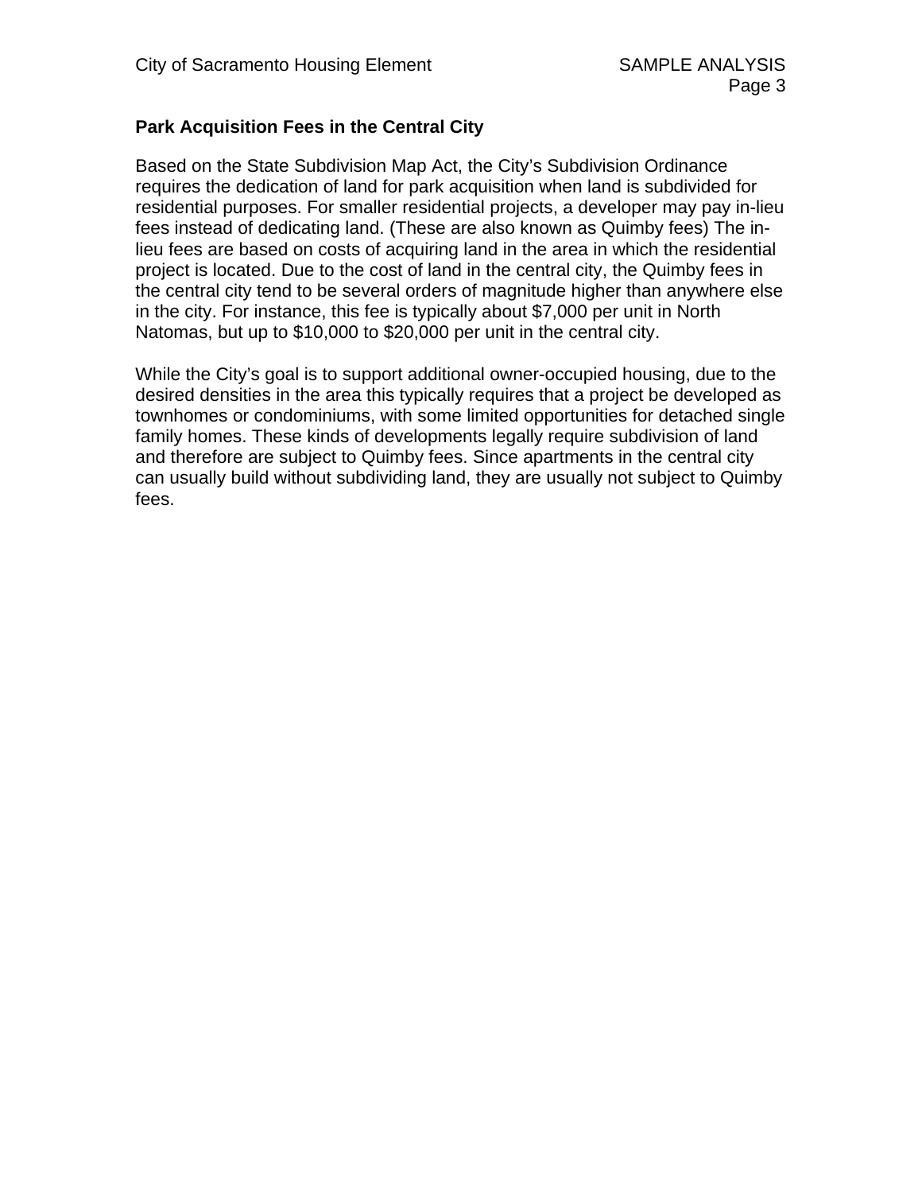## Park Acquisition Fees in the Central City

Based on the State Subdivision Map Act, the City's Subdivision Ordinance requires the dedication of land for park acquisition when land is subdivided for residential purposes. For smaller residential projects, a developer may pay in-lieu fees instead of dedicating land. (These are also known as Quimby fees) The in-lieu fees are based on costs of acquiring land in the area in which the residential project is located. Due to the cost of land in the central city, the Quimby fees in the central city tend to be several orders of magnitude higher than anywhere else in the city. For instance, this fee is typically about $7,000 per unit in North Natomas, but up to $10,000 to $20,000 per unit in the central city.

While the City's goal is to support additional owner-occupied housing, due to the desired densities in the area this typically requires that a project be developed as townhomes or condominiums, with some limited opportunities for detached single family homes. These kinds of developments legally require subdivision of land and therefore are subject to Quimby fees. Since apartments in the central city can usually build without subdividing land, they are usually not subject to Quimby fees.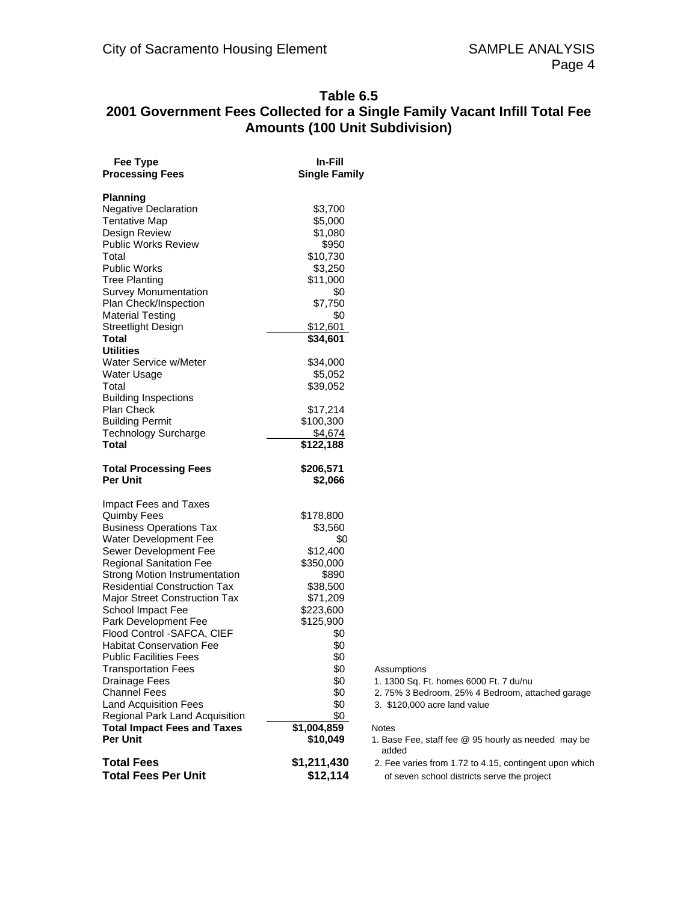## Table 6.5
## 2001 Government Fees Collected for a Single Family Vacant Infill Total Fee Amounts (100 Unit Subdivision)

| Fee Type<br>Processing Fees | In-Fill<br>Single Family |
|---|---|
| **Planning** | |
| Negative Declaration | $3,700 |
| Tentative Map | $5,000 |
| Design Review | $1,080 |
| Public Works Review | $950 |
| Total | $10,730 |
| Public Works | $3,250 |
| Tree Planting | $11,000 |
| Survey Monumentation | $0 |
| Plan Check/Inspection | $7,750 |
| Material Testing | $0 |
| Streetlight Design | $12,601 |
| **Total** | **$34,601** |
| **Utilities** | |
| Water Service w/Meter | $34,000 |
| Water Usage | $5,052 |
| Total | $39,052 |
| Building Inspections | |
| Plan Check | $17,214 |
| Building Permit | $100,300 |
| Technology Surcharge | $4,674 |
| **Total** | **$122,188** |
| **Total Processing Fees** | **$206,571** |
| **Per Unit** | **$2,066** |
| Impact Fees and Taxes | |
| Quimby Fees | $178,800 |
| Business Operations Tax | $3,560 |
| Water Development Fee | $0 |
| Sewer Development Fee | $12,400 |
| Regional Sanitation Fee | $350,000 |
| Strong Motion Instrumentation | $890 |
| Residential Construction Tax | $38,500 |
| Major Street Construction Tax | $71,209 |
| School Impact Fee | $223,600 |
| Park Development Fee | $125,900 |
| Flood Control -SAFCA, CIEF | $0 |
| Habitat Conservation Fee | $0 |
| Public Facilities Fees | $0 |
| Transportation Fees | $0 |
| Drainage Fees | $0 |
| Channel Fees | $0 |
| Land Acquisition Fees | $0 |
| Regional Park Land Acquisition | $0 |
| **Total Impact Fees and Taxes** | **$1,004,859** |
| **Per Unit** | **$10,049** |
| **Total Fees** | **$1,211,430** |
| **Total Fees Per Unit** | **$12,114** |

Assumptions

1. 1300 Sq. Ft. homes 6000 Ft. 7 du/nu
2. 75% 3 Bedroom, 25% 4 Bedroom, attached garage
3. $120,000 acre land value

Notes

1. Base Fee, staff fee @ 95 hourly as needed may be added
2. Fee varies from 1.72 to 4.15, contingent upon which of seven school districts serve the project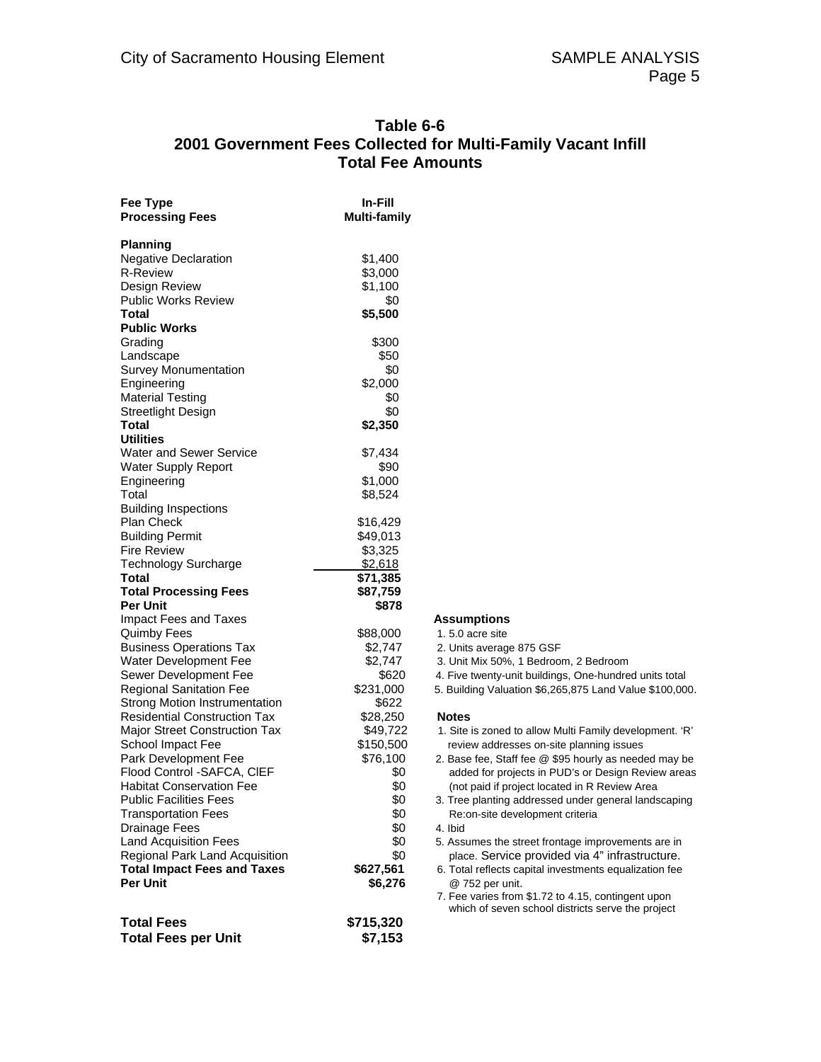## Table 6-6
## 2001 Government Fees Collected for Multi-Family Vacant Infill
## Total Fee Amounts

| Fee Type<br>Processing Fees | In-Fill<br>Multi-family |
|---|---|
| **Planning** | |
| Negative Declaration | $1,400 |
| R-Review | $3,000 |
| Design Review | $1,100 |
| Public Works Review | $0 |
| **Total** | **$5,500** |
| **Public Works** | |
| Grading | $300 |
| Landscape | $50 |
| Survey Monumentation | $0 |
| Engineering | $2,000 |
| Material Testing | $0 |
| Streetlight Design | $0 |
| **Total** | **$2,350** |
| **Utilities** | |
| Water and Sewer Service | $7,434 |
| Water Supply Report | $90 |
| Engineering | $1,000 |
| Total | $8,524 |
| Building Inspections | |
| Plan Check | $16,429 |
| Building Permit | $49,013 |
| Fire Review | $3,325 |
| Technology Surcharge | $2,618 |
| **Total** | **$71,385** |
| **Total Processing Fees** | **$87,759** |
| **Per Unit** | **$878** |
| Impact Fees and Taxes | |
| Quimby Fees | $88,000 |
| Business Operations Tax | $2,747 |
| Water Development Fee | $2,747 |
| Sewer Development Fee | $620 |
| Regional Sanitation Fee | $231,000 |
| Strong Motion Instrumentation | $622 |
| Residential Construction Tax | $28,250 |
| Major Street Construction Tax | $49,722 |
| School Impact Fee | $150,500 |
| Park Development Fee | $76,100 |
| Flood Control -SAFCA, CIEF | $0 |
| Habitat Conservation Fee | $0 |
| Public Facilities Fees | $0 |
| Transportation Fees | $0 |
| Drainage Fees | $0 |
| Land Acquisition Fees | $0 |
| Regional Park Land Acquisition | $0 |
| **Total Impact Fees and Taxes** | **$627,561** |
| **Per Unit** | **$6,276** |
| | |
| **Total Fees** | **$715,320** |
| **Total Fees per Unit** | **$7,153** |

**Assumptions**

1. 5.0 acre site
2. Units average 875 GSF
3. Unit Mix 50%, 1 Bedroom, 2 Bedroom
4. Five twenty-unit buildings, One-hundred units total
5. Building Valuation $6,265,875 Land Value $100,000.

**Notes**

1. Site is zoned to allow Multi Family development. 'R' review addresses on-site planning issues
2. Base fee, Staff fee @ $95 hourly as needed may be added for projects in PUD's or Design Review areas (not paid if project located in R Review Area
3. Tree planting addressed under general landscaping Re:on-site development criteria
4. Ibid
5. Assumes the street frontage improvements are in place. Service provided via 4" infrastructure.
6. Total reflects capital investments equalization fee @ 752 per unit.
7. Fee varies from $1.72 to 4.15, contingent upon which of seven school districts serve the project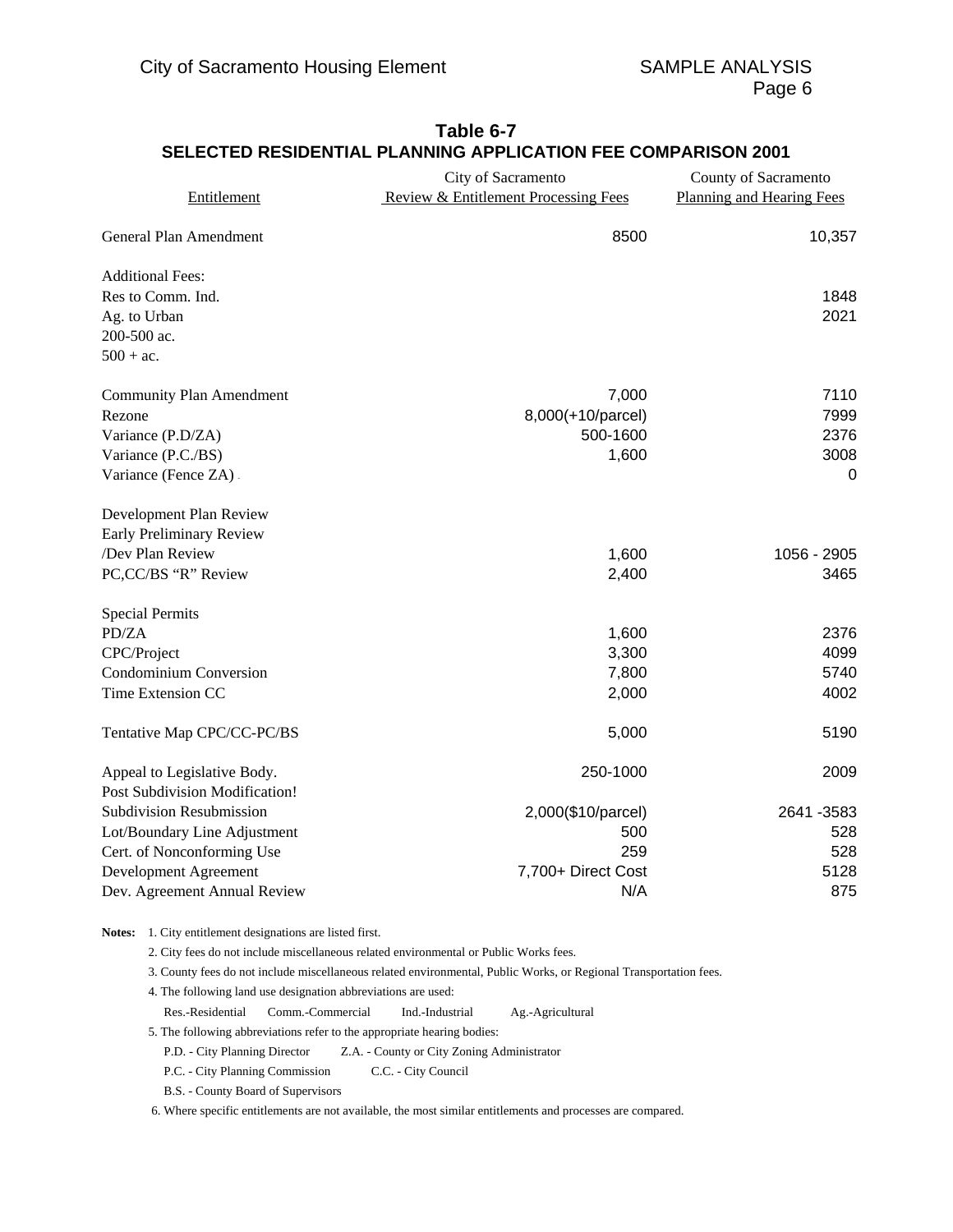## Table 6-7
## SELECTED RESIDENTIAL PLANNING APPLICATION FEE COMPARISON 2001

| Entitlement | City of Sacramento Review & Entitlement Processing Fees | County of Sacramento Planning and Hearing Fees |
|---|---|---|
| General Plan Amendment | 8500 | 10,357 |
| Additional Fees: | | |
| Res to Comm. Ind. | | 1848 |
| Ag. to Urban | | 2021 |
| 200-500 ac. | | |
| 500 + ac. | | |
| Community Plan Amendment | 7,000 | 7110 |
| Rezone | 8,000(+10/parcel) | 7999 |
| Variance (P.D/ZA) | 500-1600 | 2376 |
| Variance (P.C./BS) | 1,600 | 3008 |
| Variance (Fence ZA) | | 0 |
| Development Plan Review | | |
| Early Preliminary Review | | |
| /Dev Plan Review | 1,600 | 1056 - 2905 |
| PC,CC/BS "R" Review | 2,400 | 3465 |
| Special Permits | | |
| PD/ZA | 1,600 | 2376 |
| CPC/Project | 3,300 | 4099 |
| Condominium Conversion | 7,800 | 5740 |
| Time Extension CC | 2,000 | 4002 |
| Tentative Map CPC/CC-PC/BS | 5,000 | 5190 |
| Appeal to Legislative Body. | 250-1000 | 2009 |
| Post Subdivision Modification! | | |
| Subdivision Resubmission | 2,000($10/parcel) | 2641 -3583 |
| Lot/Boundary Line Adjustment | 500 | 528 |
| Cert. of Nonconforming Use | 259 | 528 |
| Development Agreement | 7,700+ Direct Cost | 5128 |
| Dev. Agreement Annual Review | N/A | 875 |

**Notes:** 1. City entitlement designations are listed first.

2. City fees do not include miscellaneous related environmental or Public Works fees.

3. County fees do not include miscellaneous related environmental, Public Works, or Regional Transportation fees.

4. The following land use designation abbreviations are used:

Res.-Residential  Comm.-Commercial  Ind.-Industrial  Ag.-Agricultural

5. The following abbreviations refer to the appropriate hearing bodies:

P.D. - City Planning Director  Z.A. - County or City Zoning Administrator

P.C. - City Planning Commission  C.C. - City Council

B.S. - County Board of Supervisors

6. Where specific entitlements are not available, the most similar entitlements and processes are compared.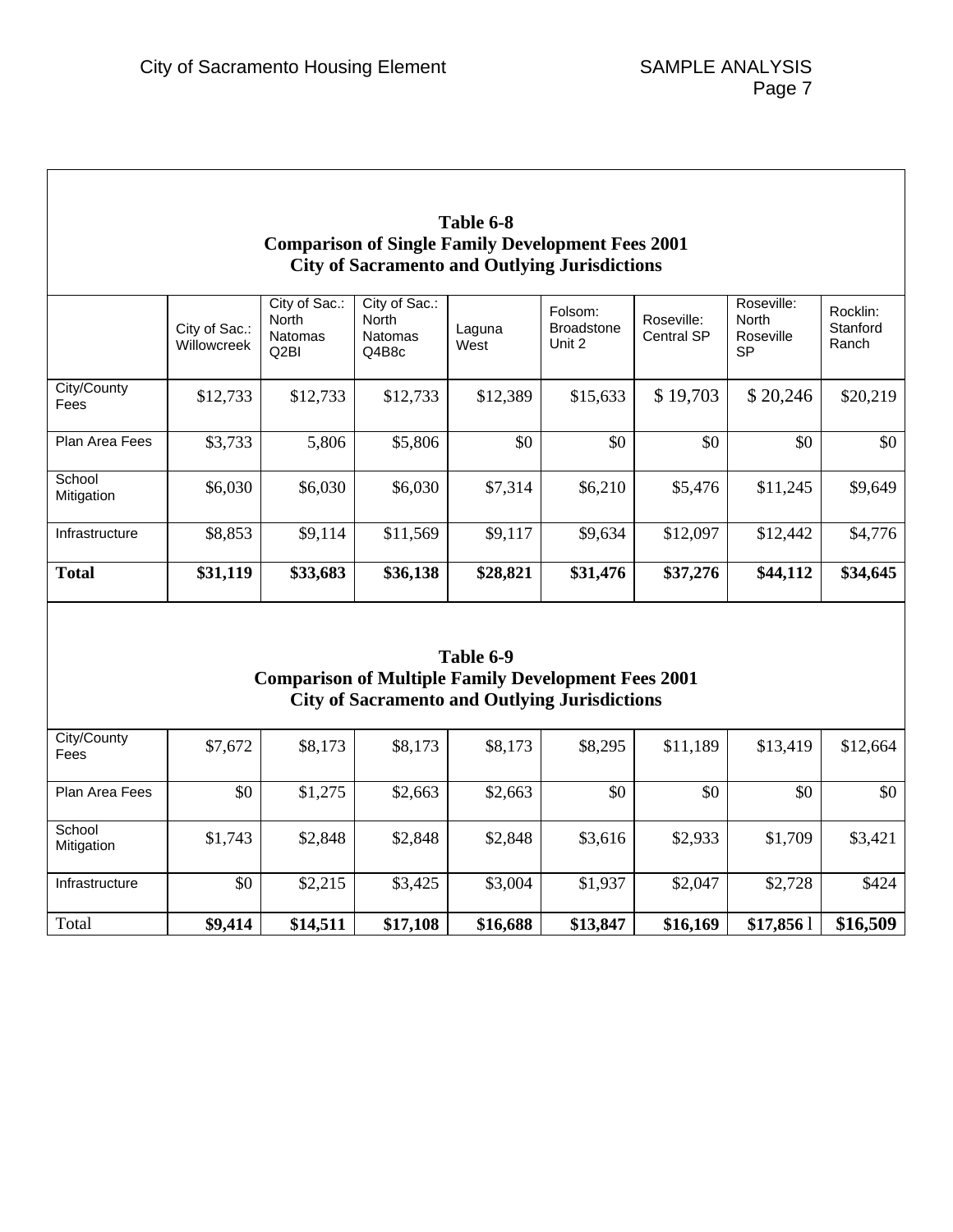**Table 6-8**
**Comparison of Single Family Development Fees 2001**
**City of Sacramento and Outlying Jurisdictions**

| | City of Sac.: Willowcreek | City of Sac.: North Natomas Q2BI | City of Sac.: North Natomas Q4B8c | Laguna West | Folsom: Broadstone Unit 2 | Roseville: Central SP | Roseville: North Roseville SP | Rocklin: Stanford Ranch |
|---|---|---|---|---|---|---|---|---|
| City/County Fees | $12,733 | $12,733 | $12,733 | $12,389 | $15,633 | $ 19,703 | $ 20,246 | $20,219 |
| Plan Area Fees | $3,733 | 5,806 | $5,806 | $0 | $0 | $0 | $0 | $0 |
| School Mitigation | $6,030 | $6,030 | $6,030 | $7,314 | $6,210 | $5,476 | $11,245 | $9,649 |
| Infrastructure | $8,853 | $9,114 | $11,569 | $9,117 | $9,634 | $12,097 | $12,442 | $4,776 |
| **Total** | **$31,119** | **$33,683** | **$36,138** | **$28,821** | **$31,476** | **$37,276** | **$44,112** | **$34,645** |

**Table 6-9**
**Comparison of Multiple Family Development Fees 2001**
**City of Sacramento and Outlying Jurisdictions**

| | City of Sac.: Willowcreek | City of Sac.: North Natomas Q2BI | City of Sac.: North Natomas Q4B8c | Laguna West | Folsom: Broadstone Unit 2 | Roseville: Central SP | Roseville: North Roseville SP | Rocklin: Stanford Ranch |
|---|---|---|---|---|---|---|---|---|
| City/County Fees | $7,672 | $8,173 | $8,173 | $8,173 | $8,295 | $11,189 | $13,419 | $12,664 |
| Plan Area Fees | $0 | $1,275 | $2,663 | $2,663 | $0 | $0 | $0 | $0 |
| School Mitigation | $1,743 | $2,848 | $2,848 | $2,848 | $3,616 | $2,933 | $1,709 | $3,421 |
| Infrastructure | $0 | $2,215 | $3,425 | $3,004 | $1,937 | $2,047 | $2,728 | $424 |
| Total | **$9,414** | **$14,511** | **$17,108** | **$16,688** | **$13,847** | **$16,169** | **$17,856** l | **$16,509** |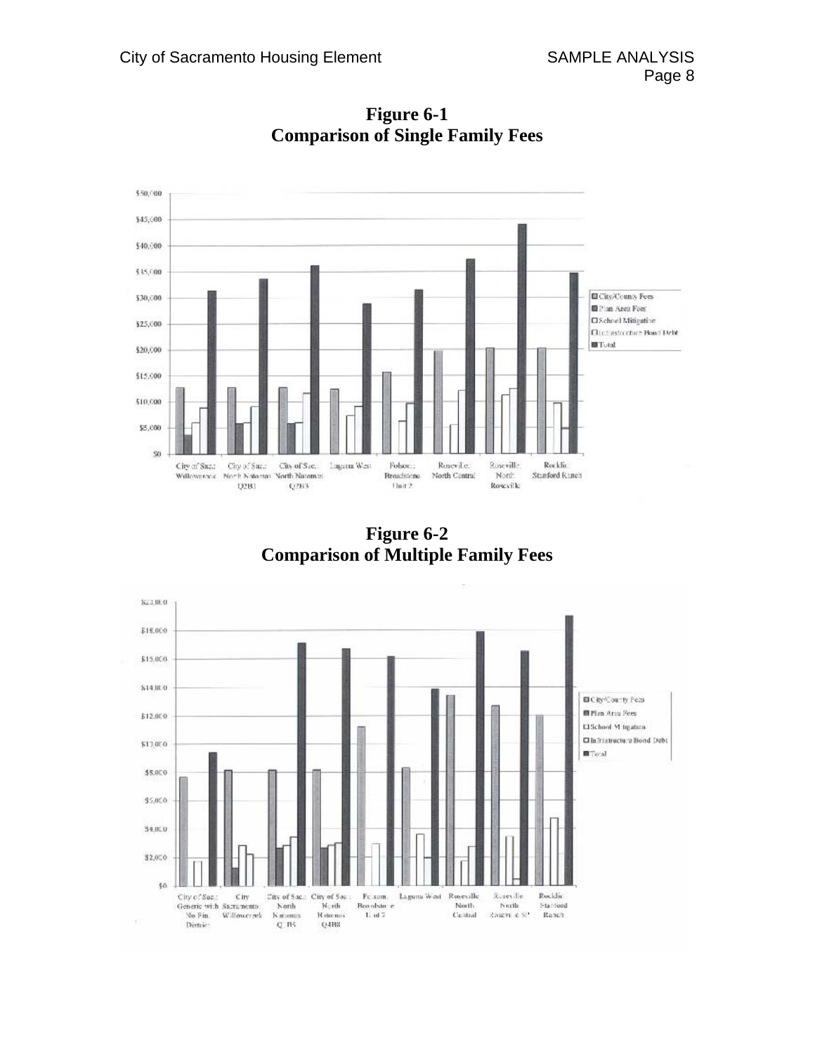**Figure 6-1**
**Comparison of Single Family Fees**

$50,000
$45,000
$40,000
$35,000
$30,000
$25,000
$20,000
$15,000
$10,000
$5,000
$0

City/County Fees
Plan Area Fees
School Mitigation
Infrastructure Bond Debt
Total

City of Sac.: Willowcreek
City of Sac.: North Natomas Q2B1
City of Sac.: North Natomas Q2B3
Laguna West
Folsom: Broadstone Unit 2
Roseville: North Central
Roseville: North Roseville
Rocklin: Stanford Ranch

**Figure 6-2**
**Comparison of Multiple Family Fees**

$20,000
$18,000
$16,000
$14,000
$12,000
$10,000
$8,000
$6,000
$4,000
$2,000
$0

City/County Fees
Plan Area Fees
School Mitigation
Infrastructure Bond Debt
Total

City of Sac.: Generic with No Fin. District
City Sacramento Willowcreek
City of Sac.: North Natomas Q2B5
City of Sac.: North Natomas Q4B8
Folsom: Broadstone Unit 3
Laguna West
Roseville North Central
Roseville North Roseville SP
Rocklin Stanford Ranch